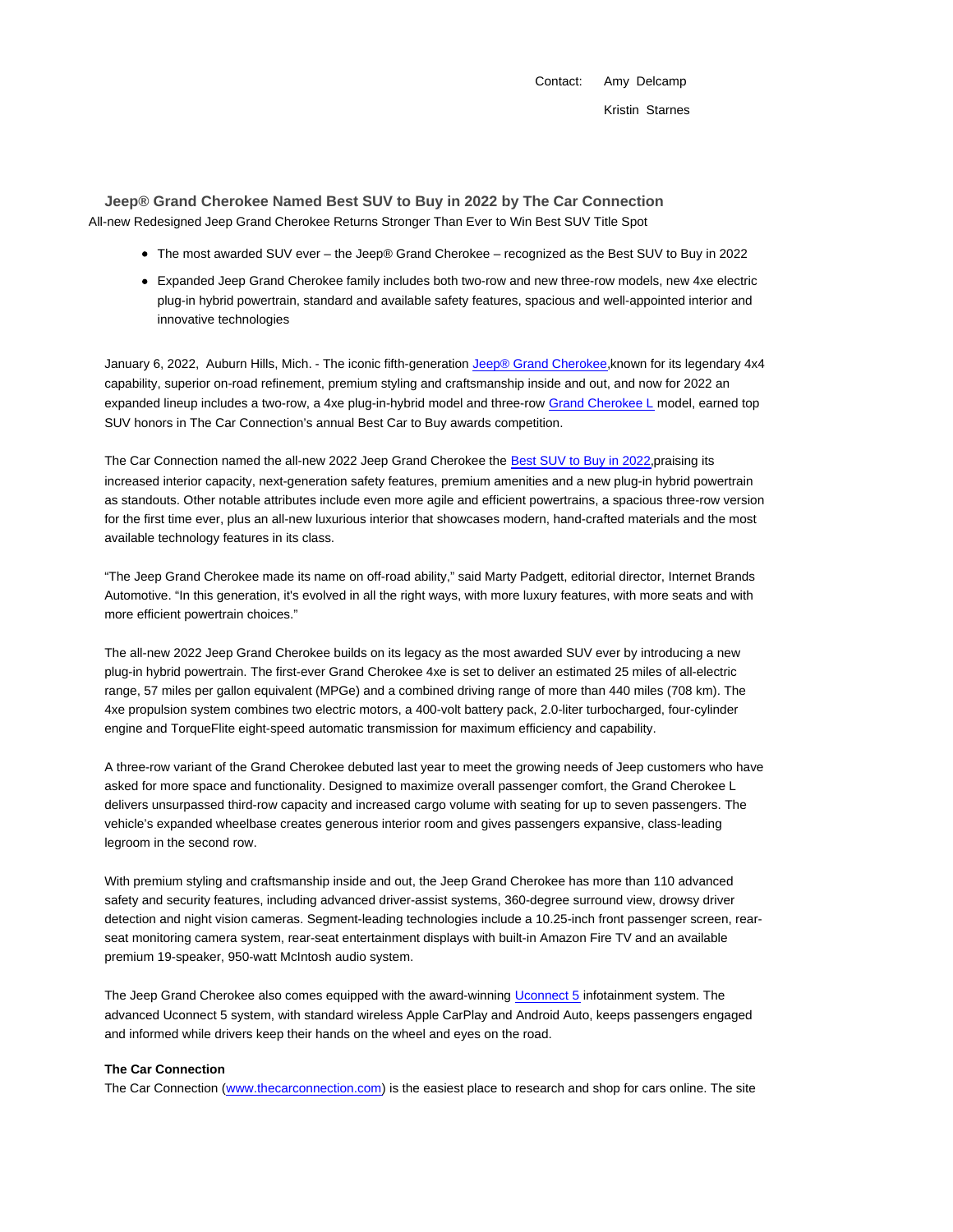Contact: Amy Delcamp

Kristin Starnes

## Jeep® Grand Cherokee Named Best SUV to Buy in 2022 by The Car Connection

All-new Redesigned Jeep Grand Cherokee Returns Stronger Than Ever to Win Best SUV Title Spot

- The most awarded SUV ever – the Jeep® Grand Cherokee – recognized as the Best SUV to Buy in 2022
- Expanded Jeep Grand Cherokee family includes both two-row and new three-row models, new 4xe electric plug-in hybrid powertrain, standard and available safety features, spacious and well-appointed interior and innovative technologies

January 6, 2022, Auburn Hills, Mich. - The iconic fifth-generation Jeep® Grand Cherokee,known for its legendary 4x4 capability, superior on-road refinement, premium styling and craftsmanship inside and out, and now for 2022 an expanded lineup includes a two-row, a 4xe plug-in-hybrid model and three-row Grand Cherokee L model, earned top SUV honors in The Car Connection's annual Best Car to Buy awards competition.

The Car Connection named the all-new 2022 Jeep Grand Cherokee the Best SUV to Buy in 2022,praising its increased interior capacity, next-generation safety features, premium amenities and a new plug-in hybrid powertrain as standouts. Other notable attributes include even more agile and efficient powertrains, a spacious three-row version for the first time ever, plus an all-new luxurious interior that showcases modern, hand-crafted materials and the most available technology features in its class.

"The Jeep Grand Cherokee made its name on off-road ability," said Marty Padgett, editorial director, Internet Brands Automotive. "In this generation, it's evolved in all the right ways, with more luxury features, with more seats and with more efficient powertrain choices."

The all-new 2022 Jeep Grand Cherokee builds on its legacy as the most awarded SUV ever by introducing a new plug-in hybrid powertrain. The first-ever Grand Cherokee 4xe is set to deliver an estimated 25 miles of all-electric range, 57 miles per gallon equivalent (MPGe) and a combined driving range of more than 440 miles (708 km). The 4xe propulsion system combines two electric motors, a 400-volt battery pack, 2.0-liter turbocharged, four-cylinder engine and TorqueFlite eight-speed automatic transmission for maximum efficiency and capability.

A three-row variant of the Grand Cherokee debuted last year to meet the growing needs of Jeep customers who have asked for more space and functionality. Designed to maximize overall passenger comfort, the Grand Cherokee L delivers unsurpassed third-row capacity and increased cargo volume with seating for up to seven passengers. The vehicle's expanded wheelbase creates generous interior room and gives passengers expansive, class-leading legroom in the second row.

With premium styling and craftsmanship inside and out, the Jeep Grand Cherokee has more than 110 advanced safety and security features, including advanced driver-assist systems, 360-degree surround view, drowsy driver detection and night vision cameras. Segment-leading technologies include a 10.25-inch front passenger screen, rear-seat monitoring camera system, rear-seat entertainment displays with built-in Amazon Fire TV and an available premium 19-speaker, 950-watt McIntosh audio system.

The Jeep Grand Cherokee also comes equipped with the award-winning Uconnect 5 infotainment system. The advanced Uconnect 5 system, with standard wireless Apple CarPlay and Android Auto, keeps passengers engaged and informed while drivers keep their hands on the wheel and eyes on the road.

**The Car Connection**

The Car Connection (www.thecarconnection.com) is the easiest place to research and shop for cars online. The site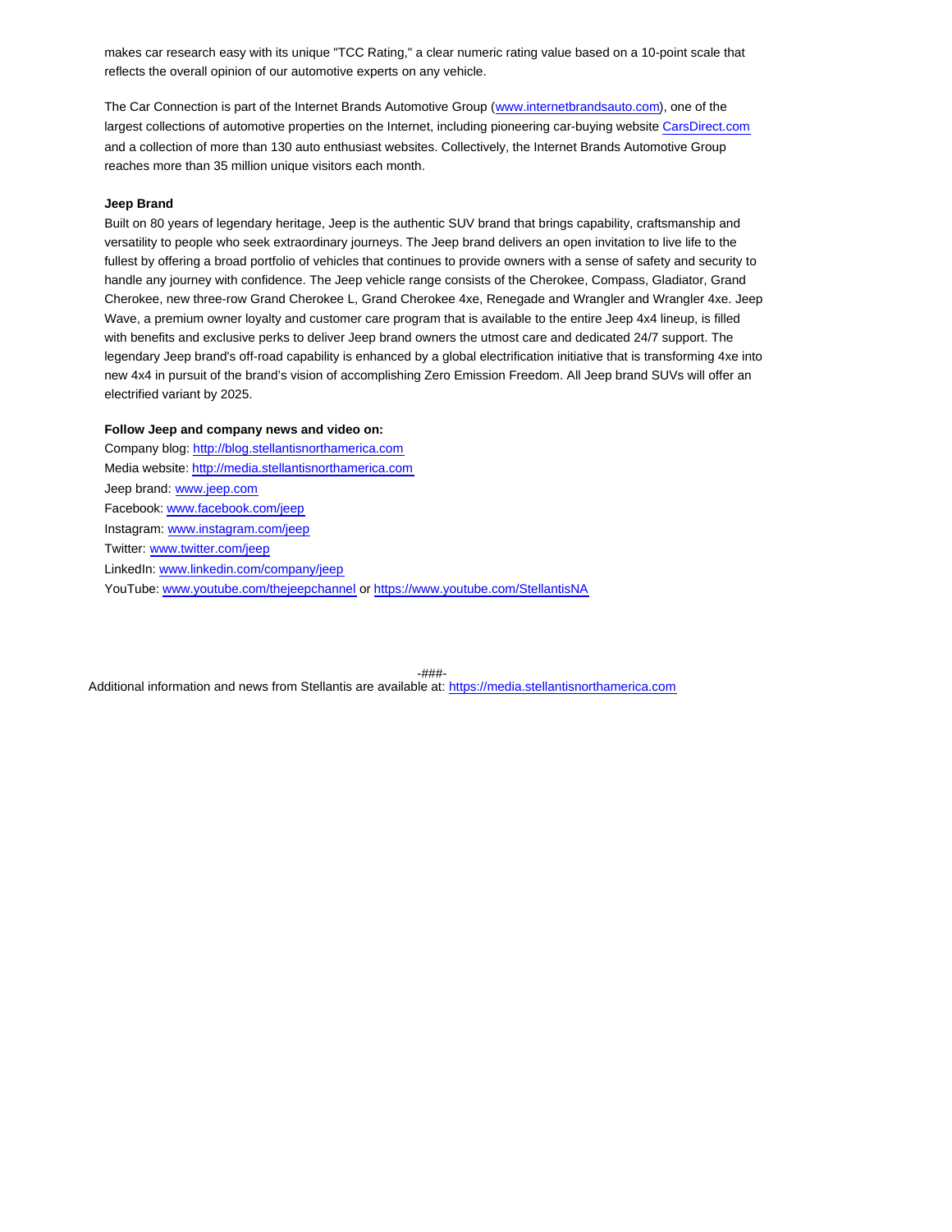makes car research easy with its unique "TCC Rating," a clear numeric rating value based on a 10-point scale that reflects the overall opinion of our automotive experts on any vehicle.

The Car Connection is part of the Internet Brands Automotive Group (www.internetbrandsauto.com), one of the largest collections of automotive properties on the Internet, including pioneering car-buying website CarsDirect.com and a collection of more than 130 auto enthusiast websites. Collectively, the Internet Brands Automotive Group reaches more than 35 million unique visitors each month.

**Jeep Brand**

Built on 80 years of legendary heritage, Jeep is the authentic SUV brand that brings capability, craftsmanship and versatility to people who seek extraordinary journeys. The Jeep brand delivers an open invitation to live life to the fullest by offering a broad portfolio of vehicles that continues to provide owners with a sense of safety and security to handle any journey with confidence. The Jeep vehicle range consists of the Cherokee, Compass, Gladiator, Grand Cherokee, new three-row Grand Cherokee L, Grand Cherokee 4xe, Renegade and Wrangler and Wrangler 4xe. Jeep Wave, a premium owner loyalty and customer care program that is available to the entire Jeep 4x4 lineup, is filled with benefits and exclusive perks to deliver Jeep brand owners the utmost care and dedicated 24/7 support. The legendary Jeep brand's off-road capability is enhanced by a global electrification initiative that is transforming 4xe into new 4x4 in pursuit of the brand's vision of accomplishing Zero Emission Freedom. All Jeep brand SUVs will offer an electrified variant by 2025.

**Follow Jeep and company news and video on:**

Company blog: http://blog.stellantisnorthamerica.com
Media website: http://media.stellantisnorthamerica.com
Jeep brand: www.jeep.com
Facebook: www.facebook.com/jeep
Instagram: www.instagram.com/jeep
Twitter: www.twitter.com/jeep
LinkedIn: www.linkedin.com/company/jeep
YouTube: www.youtube.com/thejeepchannel or https://www.youtube.com/StellantisNA

-###-

Additional information and news from Stellantis are available at: https://media.stellantisnorthamerica.com